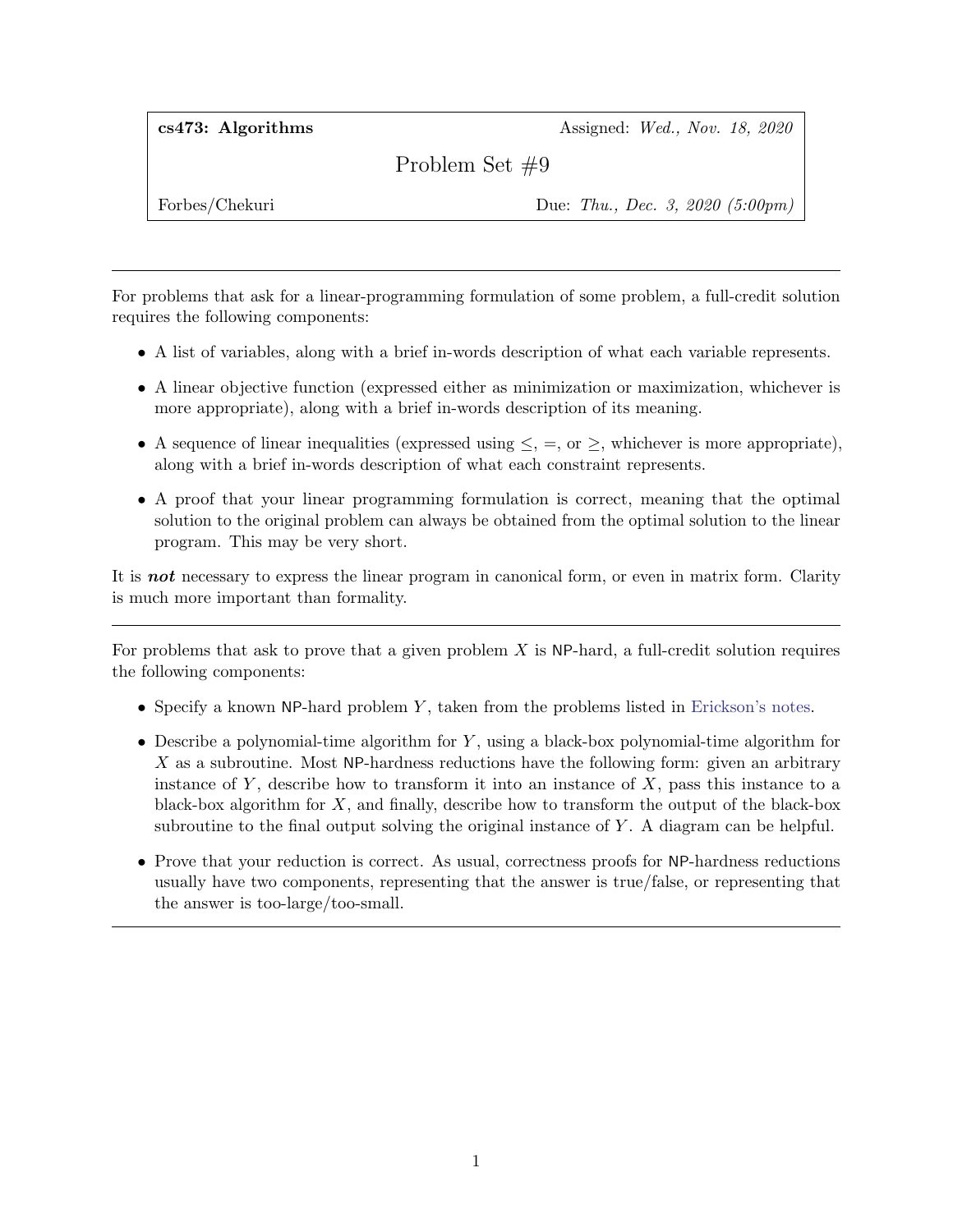**cs473: Algorithms** | Assigned: *Wed., Nov. 18, 2020*

# Problem Set #9

Forbes/Chekuri | Due: *Thu., Dec. 3, 2020 (5:00pm)*

---

For problems that ask for a linear-programming formulation of some problem, a full-credit solution requires the following components:

- A list of variables, along with a brief in-words description of what each variable represents.
- A linear objective function (expressed either as minimization or maximization, whichever is more appropriate), along with a brief in-words description of its meaning.
- A sequence of linear inequalities (expressed using $\leq$, $=$, or $\geq$, whichever is more appropriate), along with a brief in-words description of what each constraint represents.
- A proof that your linear programming formulation is correct, meaning that the optimal solution to the original problem can always be obtained from the optimal solution to the linear program. This may be very short.

It is ***not*** necessary to express the linear program in canonical form, or even in matrix form. Clarity is much more important than formality.

---

For problems that ask to prove that a given problem $X$ is NP-hard, a full-credit solution requires the following components:

- Specify a known NP-hard problem $Y$, taken from the problems listed in Erickson's notes.
- Describe a polynomial-time algorithm for $Y$, using a black-box polynomial-time algorithm for $X$ as a subroutine. Most NP-hardness reductions have the following form: given an arbitrary instance of $Y$, describe how to transform it into an instance of $X$, pass this instance to a black-box algorithm for $X$, and finally, describe how to transform the output of the black-box subroutine to the final output solving the original instance of $Y$. A diagram can be helpful.
- Prove that your reduction is correct. As usual, correctness proofs for NP-hardness reductions usually have two components, representing that the answer is true/false, or representing that the answer is too-large/too-small.

---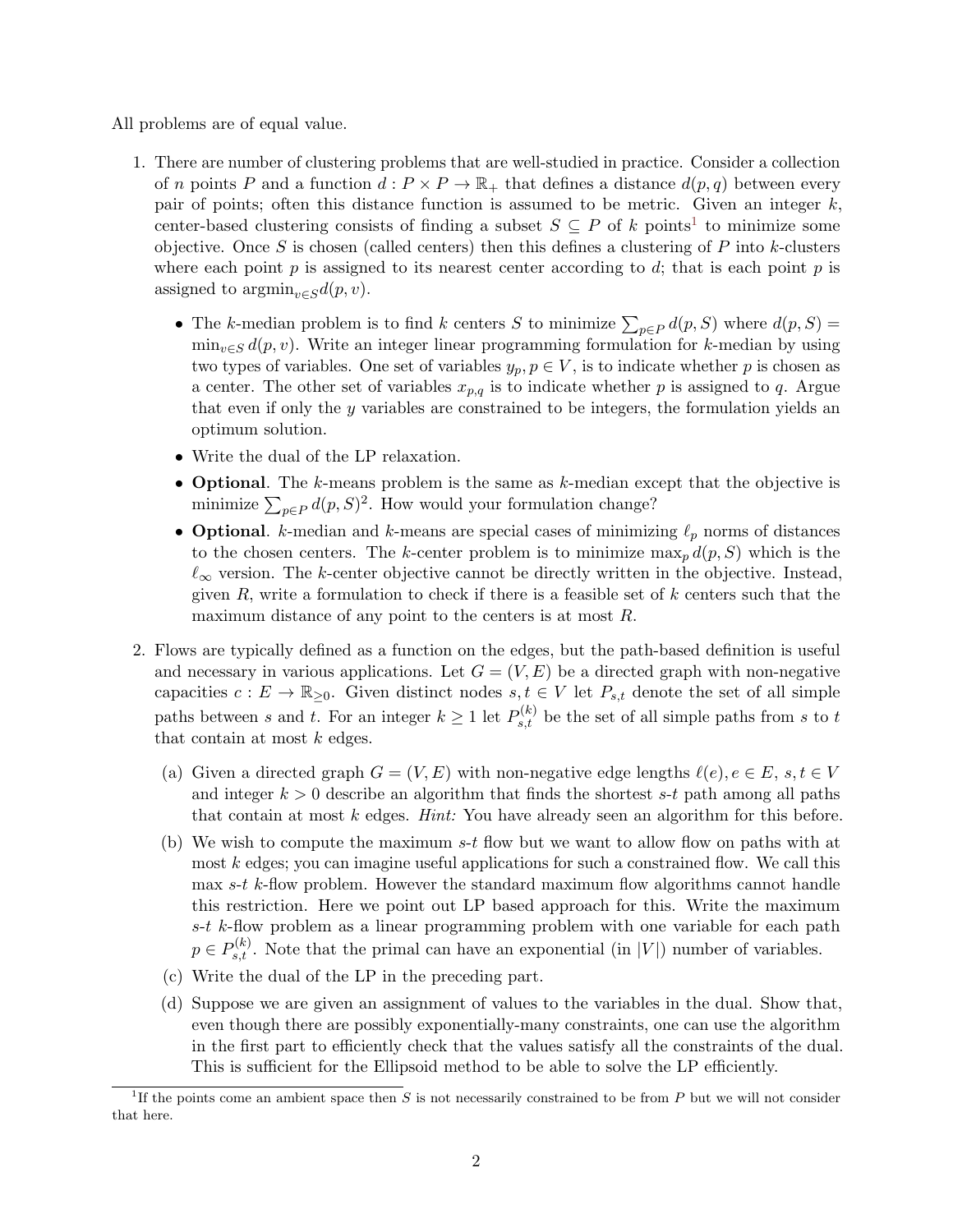All problems are of equal value.

1. There are number of clustering problems that are well-studied in practice. Consider a collection of $n$ points $P$ and a function $d : P \times P \to \mathbb{R}_+$ that defines a distance $d(p, q)$ between every pair of points; often this distance function is assumed to be metric. Given an integer $k$, center-based clustering consists of finding a subset $S \subseteq P$ of $k$ points[1] to minimize some objective. Once $S$ is chosen (called centers) then this defines a clustering of $P$ into $k$-clusters where each point $p$ is assigned to its nearest center according to $d$; that is each point $p$ is assigned to $\text{argmin}_{v \in S} d(p, v)$.

   - The $k$-median problem is to find $k$ centers $S$ to minimize $\sum_{p \in P} d(p, S)$ where $d(p, S) = \min_{v \in S} d(p, v)$. Write an integer linear programming formulation for $k$-median by using two types of variables. One set of variables $y_p, p \in V$, is to indicate whether $p$ is chosen as a center. The other set of variables $x_{p,q}$ is to indicate whether $p$ is assigned to $q$. Argue that even if only the $y$ variables are constrained to be integers, the formulation yields an optimum solution.
   - Write the dual of the LP relaxation.
   - **Optional**. The $k$-means problem is the same as $k$-median except that the objective is minimize $\sum_{p \in P} d(p, S)^2$. How would your formulation change?
   - **Optional**. $k$-median and $k$-means are special cases of minimizing $\ell_p$ norms of distances to the chosen centers. The $k$-center problem is to minimize $\max_p d(p, S)$ which is the $\ell_\infty$ version. The $k$-center objective cannot be directly written in the objective. Instead, given $R$, write a formulation to check if there is a feasible set of $k$ centers such that the maximum distance of any point to the centers is at most $R$.

2. Flows are typically defined as a function on the edges, but the path-based definition is useful and necessary in various applications. Let $G = (V, E)$ be a directed graph with non-negative capacities $c : E \to \mathbb{R}_{\geq 0}$. Given distinct nodes $s, t \in V$ let $P_{s,t}$ denote the set of all simple paths between $s$ and $t$. For an integer $k \geq 1$ let $P_{s,t}^{(k)}$ be the set of all simple paths from $s$ to $t$ that contain at most $k$ edges.

   (a) Given a directed graph $G = (V, E)$ with non-negative edge lengths $\ell(e), e \in E$, $s, t \in V$ and integer $k > 0$ describe an algorithm that finds the shortest $s$-$t$ path among all paths that contain at most $k$ edges. *Hint:* You have already seen an algorithm for this before.

   (b) We wish to compute the maximum $s$-$t$ flow but we want to allow flow on paths with at most $k$ edges; you can imagine useful applications for such a constrained flow. We call this max $s$-$t$ $k$-flow problem. However the standard maximum flow algorithms cannot handle this restriction. Here we point out LP based approach for this. Write the maximum $s$-$t$ $k$-flow problem as a linear programming problem with one variable for each path $p \in P_{s,t}^{(k)}$. Note that the primal can have an exponential (in $|V|$) number of variables.

   (c) Write the dual of the LP in the preceding part.

   (d) Suppose we are given an assignment of values to the variables in the dual. Show that, even though there are possibly exponentially-many constraints, one can use the algorithm in the first part to efficiently check that the values satisfy all the constraints of the dual. This is sufficient for the Ellipsoid method to be able to solve the LP efficiently.

[1] If the points come an ambient space then $S$ is not necessarily constrained to be from $P$ but we will not consider that here.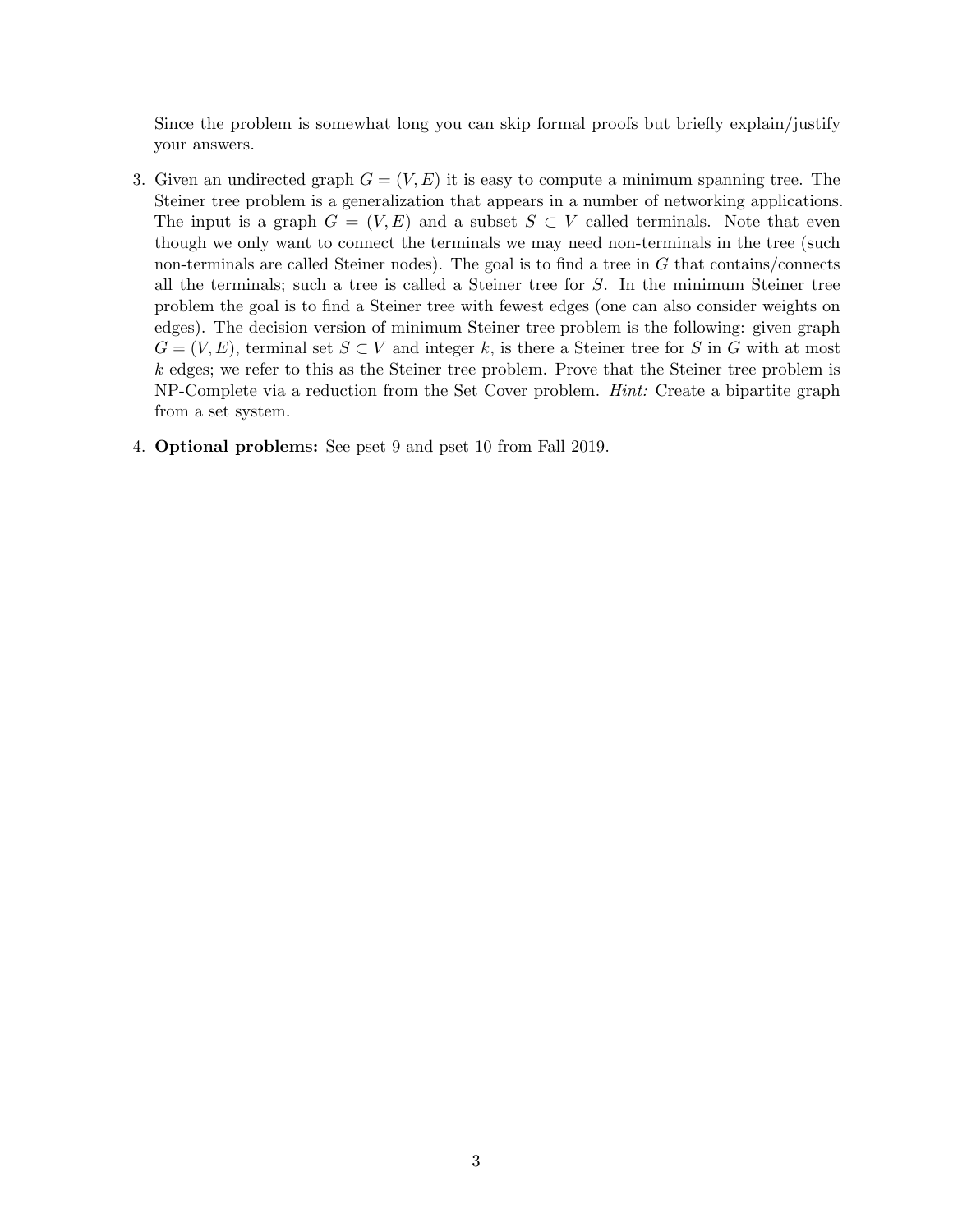Since the problem is somewhat long you can skip formal proofs but briefly explain/justify your answers.

3. Given an undirected graph $G = (V, E)$ it is easy to compute a minimum spanning tree. The Steiner tree problem is a generalization that appears in a number of networking applications. The input is a graph $G = (V, E)$ and a subset $S \subset V$ called terminals. Note that even though we only want to connect the terminals we may need non-terminals in the tree (such non-terminals are called Steiner nodes). The goal is to find a tree in $G$ that contains/connects all the terminals; such a tree is called a Steiner tree for $S$. In the minimum Steiner tree problem the goal is to find a Steiner tree with fewest edges (one can also consider weights on edges). The decision version of minimum Steiner tree problem is the following: given graph $G = (V, E)$, terminal set $S \subset V$ and integer $k$, is there a Steiner tree for $S$ in $G$ with at most $k$ edges; we refer to this as the Steiner tree problem. Prove that the Steiner tree problem is NP-Complete via a reduction from the Set Cover problem. *Hint:* Create a bipartite graph from a set system.

4. **Optional problems:** See pset 9 and pset 10 from Fall 2019.